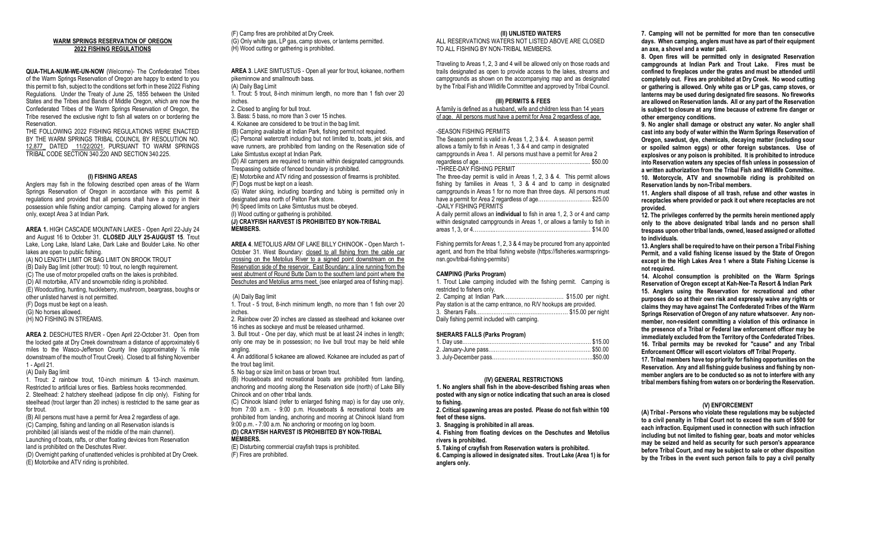## WARM SPRINGS RESERVATION OF OREGON 2022 FISHING REGULATIONS

**QUA-THLA-NUM-WE-UN-NOW** (Welcome)- The Confederated Tribes of the Warm Springs Reservation of Oregon are happy to extend to you this permit to fish, subject to the conditions set forth in these 2022 Fishing Regulations. Under the Treaty of June 25, 1855 between the United States and the Tribes and Bands of Middle Oregon, which are now the Confederated Tribes of the Warm Springs Reservation of Oregon, the Tribe reserved the exclusive right to fish all waters on or bordering the Reservation.

THE FOLLOWING 2022 FISHING REGULATIONS WERE ENACTED BY THE WARM SPRINGS TRIBAL COUNCIL BY RESOLUTION NO. 12,877 DATED 11/22/2021, PURSUANT TO WARM SPRINGS TRIBAL CODE SECTION 340.220 AND SECTION 340.225.

### (I) FISHING AREAS

Anglers may fish in the following described open areas of the Warm Springs Reservation of Oregon in accordance with this permit & regulations and provided that all persons shall have a copy in their possession while fishing and/or camping. Camping allowed for anglers only, except Area 3 at Indian Park.

**AREA 1.** HIGH CASCADE MOUNTAIN LAKES - Open April 22-July 24 and August 16 to October 31. **CLOSED JULY 25-AUGUST 15**. Trout Lake, Long Lake, Island Lake, Dark Lake and Boulder Lake. No other lakes are open to public fishing.

(A) NO LENGTH LIMIT OR BAG LIMIT ON BROOK TROUT
(B) Daily Bag limit (other trout): 10 trout, no length requirement.
(C) The use of motor propelled crafts on the lakes is prohibited.
(D) All motorbike, ATV and snowmobile riding is prohibited.
(E) Woodcutting, hunting, huckleberry, mushroom, beargrass, boughs or other unlisted harvest is not permitted.
(F) Dogs must be kept on a leash.
(G) No horses allowed.
(H) NO FISHING IN STREAMS.

**AREA 2**. DESCHUTES RIVER - Open April 22-October 31. Open from the locked gate at Dry Creek downstream a distance of approximately 6 miles to the Wasco-Jefferson County line (approximately ¼ mile downstream of the mouth of Trout Creek). Closed to all fishing November 1 - April 21.

(A) Daily Bag limit

1. Trout: 2 rainbow trout, 10-inch minimum & 13-inch maximum. Restricted to artificial lures or flies. Barbless hooks recommended.
2. Steelhead: 2 hatchery steelhead (adipose fin clip only). Fishing for steelhead (trout larger than 20 inches) is restricted to the same gear as for trout.

(B) All persons must have a permit for Area 2 regardless of age.
(C) Camping, fishing and landing on all Reservation islands is prohibited (all islands west of the middle of the main channel). Launching of boats, rafts, or other floating devices from Reservation land is prohibited on the Deschutes River.
(D) Overnight parking of unattended vehicles is prohibited at Dry Creek.
(E) Motorbike and ATV riding is prohibited.
(F) Camp fires are prohibited at Dry Creek.
(G) Only white gas, LP gas, camp stoves, or lanterns permitted.
(H) Wood cutting or gathering is prohibited.

**AREA 3**. LAKE SIMTUSTUS - Open all year for trout, kokanee, northern pikeminnow and smallmouth bass.

(A) Daily Bag Limit

1. Trout: 5 trout, 8-inch minimum length, no more than 1 fish over 20 inches.
2. Closed to angling for bull trout.
3. Bass: 5 bass, no more than 3 over 15 inches.
4. Kokanee are considered to be trout in the bag limit.

(B) Camping available at Indian Park, fishing permit not required.
(C) Personal watercraft including but not limited to, boats, jet skis, and wave runners, are prohibited from landing on the Reservation side of Lake Simtustus except at Indian Park.
(D) All campers are required to remain within designated campgrounds. Trespassing outside of fenced boundary is prohibited.
(E) Motorbike and ATV riding and possession of firearms is prohibited.
(F) Dogs must be kept on a leash.
(G) Water skiing, including boarding and tubing is permitted only in designated area north of Pelton Park store.
(H) Speed limits on Lake Simtustus must be obeyed.
(I) Wood cutting or gathering is prohibited.
**(J) CRAYFISH HARVEST IS PROHIBITED BY NON-TRIBAL MEMBERS.**

**AREA 4**. METOLIUS ARM OF LAKE BILLY CHINOOK - Open March 1-October 31. West Boundary: closed to all fishing from the cable car crossing on the Metolius River to a signed point downstream on the Reservation side of the reservoir. East Boundary: a line running from the west abutment of Round Butte Dam to the southern land point where the Deschutes and Metolius arms meet. (see enlarged area of fishing map).

(A) Daily Bag limit

1. Trout - 5 trout, 8-inch minimum length, no more than 1 fish over 20 inches.
2. Rainbow over 20 inches are classed as steelhead and kokanee over 16 inches as sockeye and must be released unharmed.
3. Bull trout - One per day, which must be at least 24 inches in length; only one may be in possession; no live bull trout may be held while angling.
4. An additional 5 kokanee are allowed. Kokanee are included as part of the trout bag limit.
5. No bag or size limit on bass or brown trout.

(B) Houseboats and recreational boats are prohibited from landing, anchoring and mooring along the Reservation side (north) of Lake Billy Chinook and on other tribal lands.
(C) Chinook Island (refer to enlarged fishing map) is for day use only, from 7:00 a.m. - 9:00 p.m. Houseboats & recreational boats are prohibited from landing, anchoring and mooring at Chinook Island from 9:00 p.m. - 7:00 a.m. No anchoring or mooring on log boom.
**(D) CRAYFISH HARVEST IS PROHIBITED BY NON-TRIBAL MEMBERS.**
(E) Disturbing commercial crayfish traps is prohibited.
(F) Fires are prohibited.

### (II) UNLISTED WATERS

ALL RESERVATIONS WATERS NOT LISTED ABOVE ARE CLOSED TO ALL FISHING BY NON-TRIBAL MEMBERS.

Traveling to Areas 1, 2, 3 and 4 will be allowed only on those roads and trails designated as open to provide access to the lakes, streams and campgrounds as shown on the accompanying map and as designated by the Tribal Fish and Wildlife Committee and approved by Tribal Council.

### (III) PERMITS & FEES

A family is defined as a husband, wife and children less than 14 years of age. All persons must have a permit for Area 2 regardless of age.

-SEASON FISHING PERMITS
The Season permit is valid in Areas 1, 2, 3 & 4. A season permit allows a family to fish in Areas 1, 3 & 4 and camp in designated campgrounds in Area 1. All persons must have a permit for Area 2 regardless of age.......................................................... $50.00

-THREE-DAY FISHING PERMIT
The three-day permit is valid in Areas 1, 2, 3 & 4. This permit allows fishing by families in Areas 1, 3 & 4 and to camp in designated campgrounds in Areas 1 for no more than three days. All persons must have a permit for Area 2 regardless of age............................ $25.00

-DAILY FISHING PERMITS
A daily permit allows an **individual** to fish in area 1, 2, 3 or 4 and camp within designated campgrounds in Areas 1, or allows a family to fish in areas 1, 3, or 4.......................................................... $14.00

Fishing permits for Areas 1, 2, 3 & 4 may be procured from any appointed agent, and from the tribal fishing website (https://fisheries.warmsprings-nsn.gov/tribal-fishing-permits/)

#### CAMPING (Parks Program)

1. Trout Lake camping included with the fishing permit. Camping is restricted to fishers only.
2. Camping at Indian Park.............................. $15.00 per night. Pay station is at the camp entrance, no R/V hookups are provided.
3. Sherars Falls.............................................. $15.00 per night
Daily fishing permit included with camping.

#### SHERARS FALLS (Parks Program)

1. Day use.............................................................. $15.00
2. January-June pass............................................... $50.00
3. July-December pass............................................ $50.00

### (IV) GENERAL RESTRICTIONS

**1. No anglers shall fish in the above-described fishing areas when posted with any sign or notice indicating that such an area is closed to fishing.**

**2. Critical spawning areas are posted. Please do not fish within 100 feet of these signs.**

**3. Snagging is prohibited in all areas.**

**4. Fishing from floating devices on the Deschutes and Metolius rivers is prohibited.**

**5. Taking of crayfish from Reservation waters is prohibited.**

**6. Camping is allowed in designated sites. Trout Lake (Area 1) is for anglers only.**

**7. Camping will not be permitted for more than ten consecutive days. When camping, anglers must have as part of their equipment an axe, a shovel and a water pail.**

**8. Open fires will be permitted only in designated Reservation campgrounds at Indian Park and Trout Lake. Fires must be confined to fireplaces under the grates and must be attended until completely out. Fires are prohibited at Dry Creek. No wood cutting or gathering is allowed. Only white gas or LP gas, camp stoves, or lanterns may be used during designated fire seasons. No fireworks are allowed on Reservation lands. All or any part of the Reservation is subject to closure at any time because of extreme fire danger or other emergency conditions.**

**9. No angler shall damage or obstruct any water. No angler shall cast into any body of water within the Warm Springs Reservation of Oregon, sawdust, dye, chemicals, decaying matter (including sour or spoiled salmon eggs) or other foreign substances. Use of explosives or any poison is prohibited. It is prohibited to introduce into Reservation waters any species of fish unless in possession of a written authorization from the Tribal Fish and Wildlife Committee.**

**10. Motorcycle, ATV and snowmobile riding is prohibited on Reservation lands by non-Tribal members.**

**11. Anglers shall dispose of all trash, refuse and other wastes in receptacles where provided or pack it out where receptacles are not provided.**

**12. The privileges conferred by the permits herein mentioned apply only to the above designated tribal lands and no person shall trespass upon other tribal lands, owned, leased assigned or allotted to individuals.**

**13. Anglers shall be required to have on their person a Tribal Fishing Permit, and a valid fishing license issued by the State of Oregon except in the High Lakes Area 1 where a State Fishing License is not required.**

**14. Alcohol consumption is prohibited on the Warm Springs Reservation of Oregon except at Kah-Nee-Ta Resort & Indian Park**

**15. Anglers using the Reservation for recreational and other purposes do so at their own risk and expressly waive any rights or claims they may have against The Confederated Tribes of the Warm Springs Reservation of Oregon of any nature whatsoever. Any non-member, non-resident committing a violation of this ordinance in the presence of a Tribal or Federal law enforcement officer may be immediately excluded from the Territory of the Confederated Tribes.**

**16. Tribal permits may be revoked for "cause" and any Tribal Enforcement Officer will escort violators off Tribal Property.**

**17. Tribal members have top priority for fishing opportunities on the Reservation. Any and all fishing guide business and fishing by non-member anglers are to be conducted so as not to interfere with any tribal members fishing from waters on or bordering the Reservation.**

### (V) ENFORCEMENT

**(A) Tribal - Persons who violate these regulations may be subjected to a civil penalty in Tribal Court not to exceed the sum of $500 for each infraction. Equipment used in connection with such infraction including but not limited to fishing gear, boats and motor vehicles may be seized and held as security for such person's appearance before Tribal Court, and may be subject to sale or other disposition by the Tribes in the event such person fails to pay a civil penalty**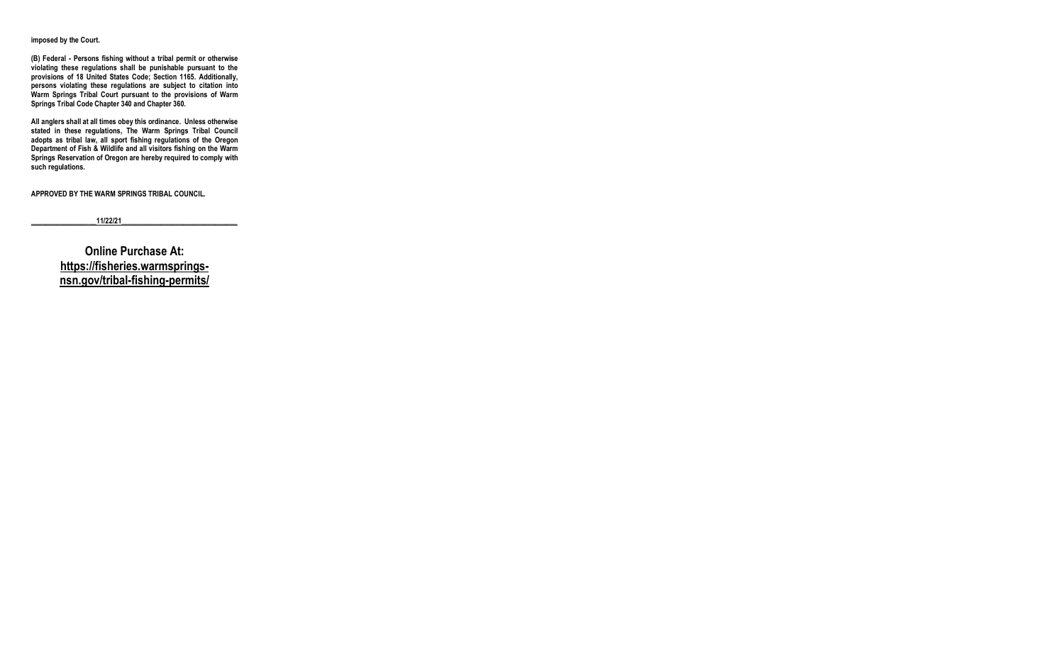**imposed by the Court.**

**(B) Federal - Persons fishing without a tribal permit or otherwise violating these regulations shall be punishable pursuant to the provisions of 18 United States Code; Section 1165. Additionally, persons violating these regulations are subject to citation into Warm Springs Tribal Court pursuant to the provisions of Warm Springs Tribal Code Chapter 340 and Chapter 360.**

**All anglers shall at all times obey this ordinance. Unless otherwise stated in these regulations, The Warm Springs Tribal Council adopts as tribal law, all sport fishing regulations of the Oregon Department of Fish & Wildlife and all visitors fishing on the Warm Springs Reservation of Oregon are hereby required to comply with such regulations.**

**APPROVED BY THE WARM SPRINGS TRIBAL COUNCIL.**

**____________________11/22/21__________________________________**

## Online Purchase At:

## https://fisheries.warmsprings-nsn.gov/tribal-fishing-permits/